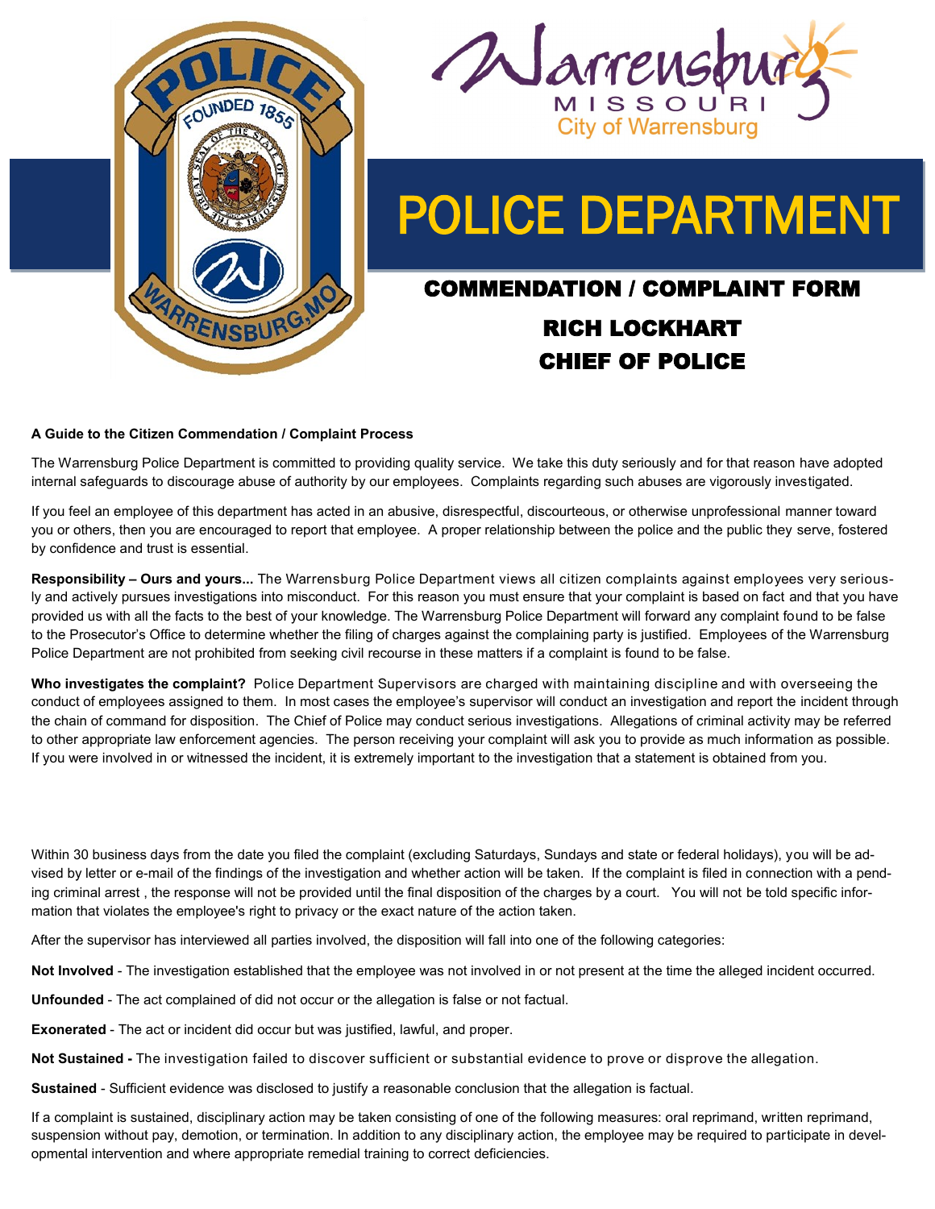Warrensburg
MISSOURI
City of Warrensburg

# POLICE DEPARTMENT

## COMMENDATION / COMPLAINT FORM

## RICH LOCKHART
## CHIEF OF POLICE

**A Guide to the Citizen Commendation / Complaint Process**

The Warrensburg Police Department is committed to providing quality service. We take this duty seriously and for that reason have adopted internal safeguards to discourage abuse of authority by our employees. Complaints regarding such abuses are vigorously investigated.

If you feel an employee of this department has acted in an abusive, disrespectful, discourteous, or otherwise unprofessional manner toward you or others, then you are encouraged to report that employee. A proper relationship between the police and the public they serve, fostered by confidence and trust is essential.

**Responsibility – Ours and yours...** The Warrensburg Police Department views all citizen complaints against employees very seriously and actively pursues investigations into misconduct. For this reason you must ensure that your complaint is based on fact and that you have provided us with all the facts to the best of your knowledge. The Warrensburg Police Department will forward any complaint found to be false to the Prosecutor's Office to determine whether the filing of charges against the complaining party is justified. Employees of the Warrensburg Police Department are not prohibited from seeking civil recourse in these matters if a complaint is found to be false.

**Who investigates the complaint?** Police Department Supervisors are charged with maintaining discipline and with overseeing the conduct of employees assigned to them. In most cases the employee's supervisor will conduct an investigation and report the incident through the chain of command for disposition. The Chief of Police may conduct serious investigations. Allegations of criminal activity may be referred to other appropriate law enforcement agencies. The person receiving your complaint will ask you to provide as much information as possible. If you were involved in or witnessed the incident, it is extremely important to the investigation that a statement is obtained from you.

Within 30 business days from the date you filed the complaint (excluding Saturdays, Sundays and state or federal holidays), you will be advised by letter or e-mail of the findings of the investigation and whether action will be taken. If the complaint is filed in connection with a pending criminal arrest , the response will not be provided until the final disposition of the charges by a court. You will not be told specific information that violates the employee's right to privacy or the exact nature of the action taken.

After the supervisor has interviewed all parties involved, the disposition will fall into one of the following categories:

**Not Involved** - The investigation established that the employee was not involved in or not present at the time the alleged incident occurred.

**Unfounded** - The act complained of did not occur or the allegation is false or not factual.

**Exonerated** - The act or incident did occur but was justified, lawful, and proper.

**Not Sustained -** The investigation failed to discover sufficient or substantial evidence to prove or disprove the allegation.

**Sustained** - Sufficient evidence was disclosed to justify a reasonable conclusion that the allegation is factual.

If a complaint is sustained, disciplinary action may be taken consisting of one of the following measures: oral reprimand, written reprimand, suspension without pay, demotion, or termination. In addition to any disciplinary action, the employee may be required to participate in developmental intervention and where appropriate remedial training to correct deficiencies.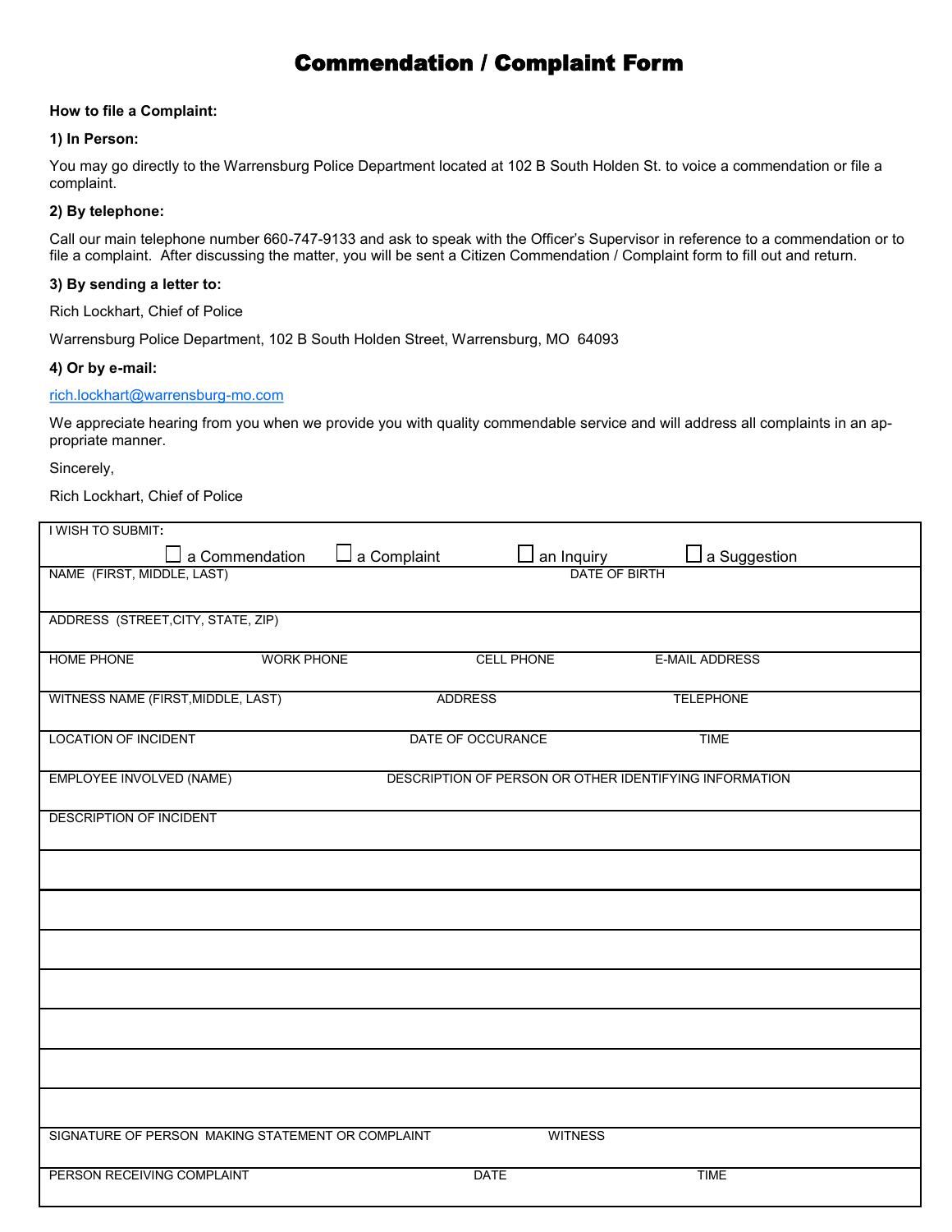# Commendation / Complaint Form

**How to file a Complaint:**

**1) In Person:**

You may go directly to the Warrensburg Police Department located at 102 B South Holden St. to voice a commendation or file a complaint.

**2) By telephone:**

Call our main telephone number 660-747-9133 and ask to speak with the Officer's Supervisor in reference to a commendation or to file a complaint. After discussing the matter, you will be sent a Citizen Commendation / Complaint form to fill out and return.

**3) By sending a letter to:**

Rich Lockhart, Chief of Police

Warrensburg Police Department, 102 B South Holden Street, Warrensburg, MO 64093

**4) Or by e-mail:**

rich.lockhart@warrensburg-mo.com

We appreciate hearing from you when we provide you with quality commendable service and will address all complaints in an appropriate manner.

Sincerely,

Rich Lockhart, Chief of Police

| | | | |
|---|---|---|---|
| I WISH TO SUBMIT: ☐ a Commendation | ☐ a Complaint | ☐ an Inquiry | ☐ a Suggestion |
| NAME (FIRST, MIDDLE, LAST) | | DATE OF BIRTH | |
| ADDRESS (STREET,CITY, STATE, ZIP) | | | |
| HOME PHONE | WORK PHONE | CELL PHONE | E-MAIL ADDRESS |
| WITNESS NAME (FIRST,MIDDLE, LAST) | ADDRESS | TELEPHONE | |
| LOCATION OF INCIDENT | DATE OF OCCURANCE | TIME | |
| EMPLOYEE INVOLVED (NAME) | DESCRIPTION OF PERSON OR OTHER IDENTIFYING INFORMATION | | |
| DESCRIPTION OF INCIDENT | | | |
| | | | |
| | | | |
| | | | |
| | | | |
| | | | |
| | | | |
| | | | |
| SIGNATURE OF PERSON MAKING STATEMENT OR COMPLAINT | WITNESS | | |
| PERSON RECEIVING COMPLAINT | DATE | TIME | |